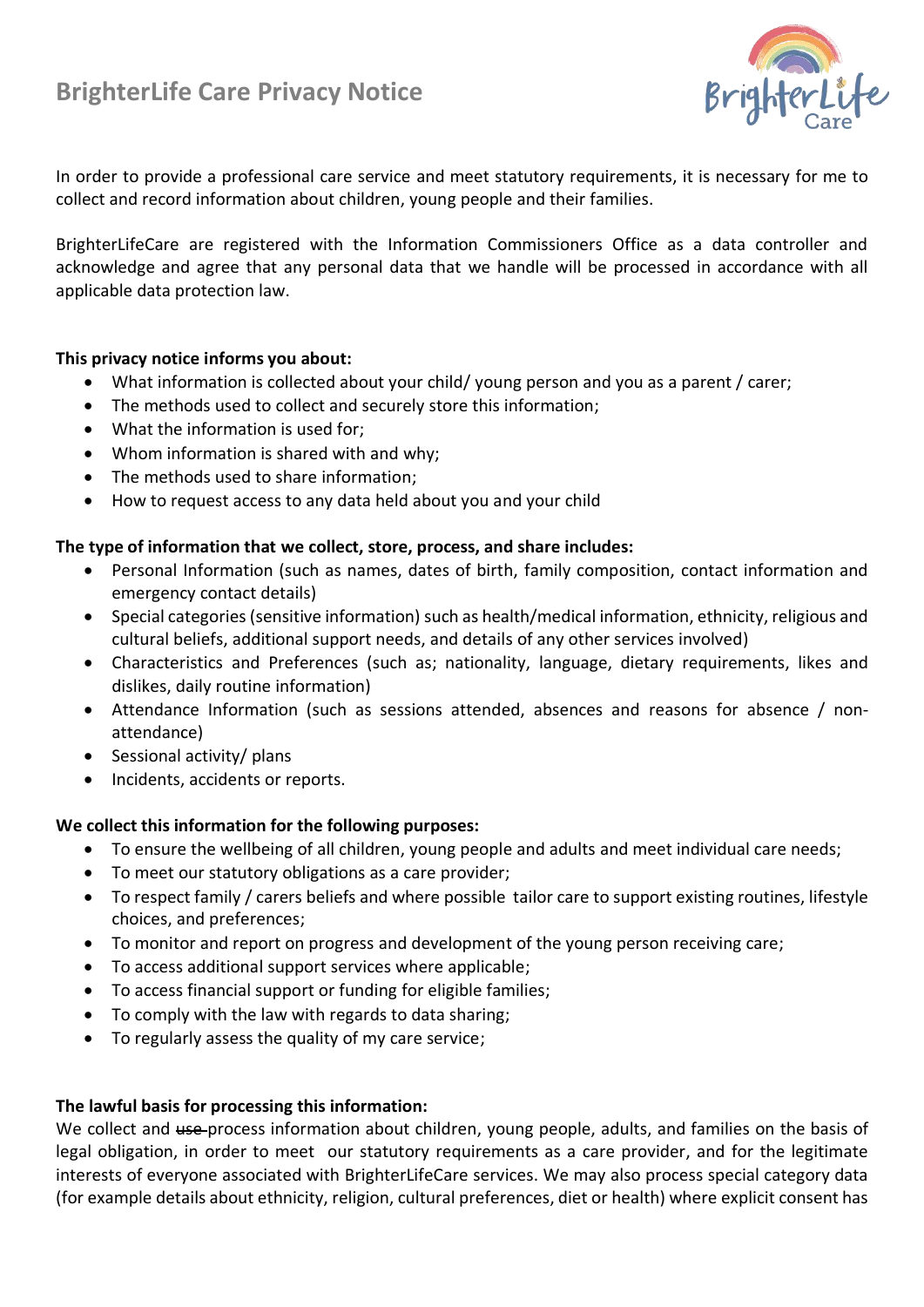# BrighterLife Care Privacy Notice

In order to provide a professional care service and meet statutory requirements, it is necessary for me to collect and record information about children, young people and their families.

BrighterLifeCare are registered with the Information Commissioners Office as a data controller and acknowledge and agree that any personal data that we handle will be processed in accordance with all applicable data protection law.

**This privacy notice informs you about:**

- What information is collected about your child/ young person and you as a parent / carer;
- The methods used to collect and securely store this information;
- What the information is used for;
- Whom information is shared with and why;
- The methods used to share information;
- How to request access to any data held about you and your child

**The type of information that we collect, store, process, and share includes:**

- Personal Information (such as names, dates of birth, family composition, contact information and emergency contact details)
- Special categories (sensitive information) such as health/medical information, ethnicity, religious and cultural beliefs, additional support needs, and details of any other services involved)
- Characteristics and Preferences (such as; nationality, language, dietary requirements, likes and dislikes, daily routine information)
- Attendance Information (such as sessions attended, absences and reasons for absence / non-attendance)
- Sessional activity/ plans
- Incidents, accidents or reports.

**We collect this information for the following purposes:**

- To ensure the wellbeing of all children, young people and adults and meet individual care needs;
- To meet our statutory obligations as a care provider;
- To respect family / carers beliefs and where possible tailor care to support existing routines, lifestyle choices, and preferences;
- To monitor and report on progress and development of the young person receiving care;
- To access additional support services where applicable;
- To access financial support or funding for eligible families;
- To comply with the law with regards to data sharing;
- To regularly assess the quality of my care service;

**The lawful basis for processing this information:**

We collect and ~~use~~ process information about children, young people, adults, and families on the basis of legal obligation, in order to meet our statutory requirements as a care provider, and for the legitimate interests of everyone associated with BrighterLifeCare services. We may also process special category data (for example details about ethnicity, religion, cultural preferences, diet or health) where explicit consent has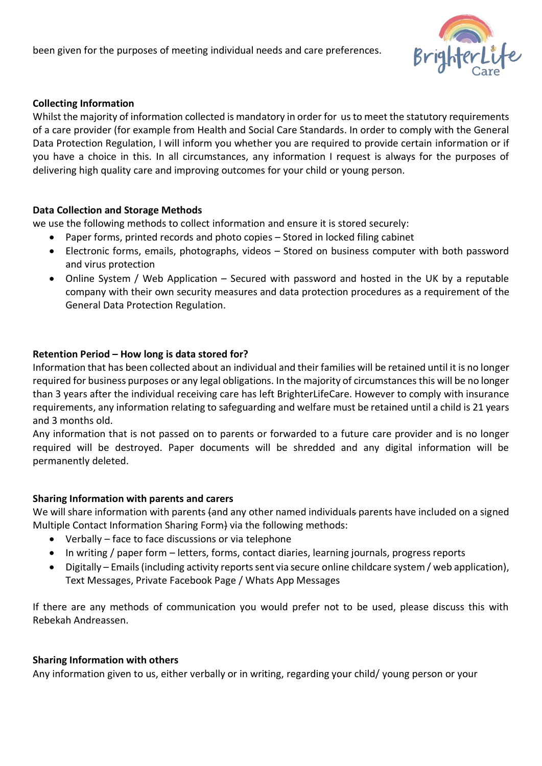been given for the purposes of meeting individual needs and care preferences.

### Collecting Information

Whilst the majority of information collected is mandatory in order for us to meet the statutory requirements of a care provider (for example from Health and Social Care Standards. In order to comply with the General Data Protection Regulation, I will inform you whether you are required to provide certain information or if you have a choice in this. In all circumstances, any information I request is always for the purposes of delivering high quality care and improving outcomes for your child or young person.

### Data Collection and Storage Methods

we use the following methods to collect information and ensure it is stored securely:

- Paper forms, printed records and photo copies – Stored in locked filing cabinet
- Electronic forms, emails, photographs, videos – Stored on business computer with both password and virus protection
- Online System / Web Application – Secured with password and hosted in the UK by a reputable company with their own security measures and data protection procedures as a requirement of the General Data Protection Regulation.

### Retention Period – How long is data stored for?

Information that has been collected about an individual and their families will be retained until it is no longer required for business purposes or any legal obligations. In the majority of circumstances this will be no longer than 3 years after the individual receiving care has left BrighterLifeCare. However to comply with insurance requirements, any information relating to safeguarding and welfare must be retained until a child is 21 years and 3 months old.

Any information that is not passed on to parents or forwarded to a future care provider and is no longer required will be destroyed. Paper documents will be shredded and any digital information will be permanently deleted.

### Sharing Information with parents and carers

We will share information with parents (and any other named individuals parents have included on a signed Multiple Contact Information Sharing Form) via the following methods:

- Verbally – face to face discussions or via telephone
- In writing / paper form – letters, forms, contact diaries, learning journals, progress reports
- Digitally – Emails (including activity reports sent via secure online childcare system / web application), Text Messages, Private Facebook Page / Whats App Messages

If there are any methods of communication you would prefer not to be used, please discuss this with Rebekah Andreassen.

### Sharing Information with others

Any information given to us, either verbally or in writing, regarding your child/ young person or your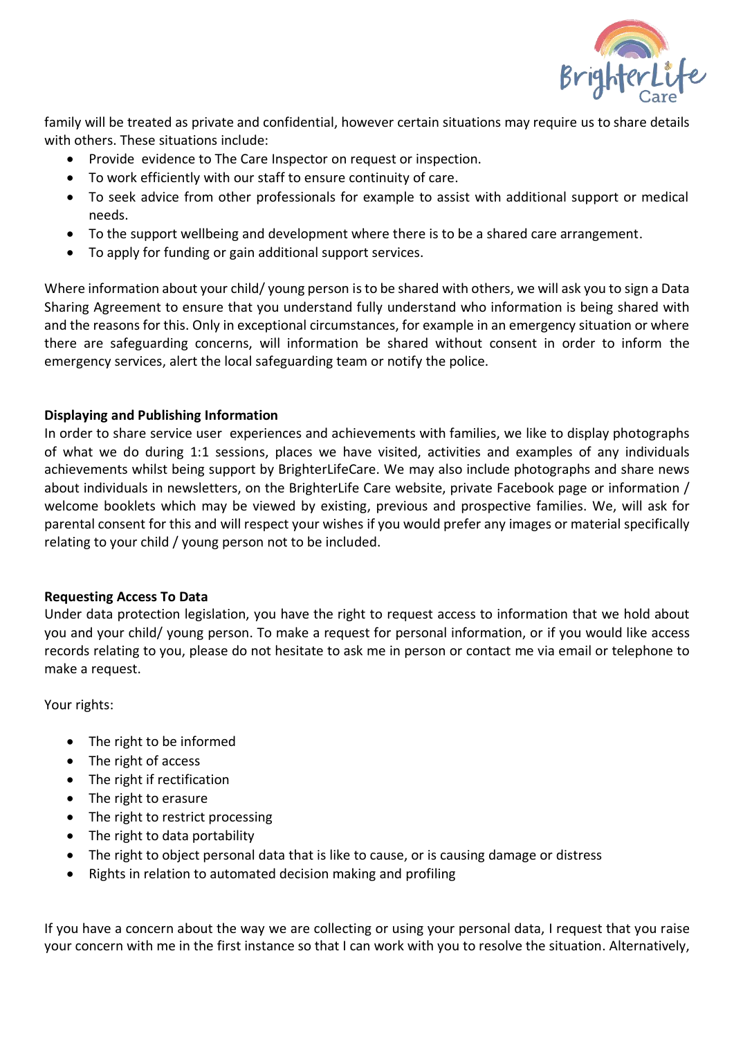family will be treated as private and confidential, however certain situations may require us to share details with others. These situations include:

- Provide evidence to The Care Inspector on request or inspection.
- To work efficiently with our staff to ensure continuity of care.
- To seek advice from other professionals for example to assist with additional support or medical needs.
- To the support wellbeing and development where there is to be a shared care arrangement.
- To apply for funding or gain additional support services.

Where information about your child/ young person is to be shared with others, we will ask you to sign a Data Sharing Agreement to ensure that you understand fully understand who information is being shared with and the reasons for this. Only in exceptional circumstances, for example in an emergency situation or where there are safeguarding concerns, will information be shared without consent in order to inform the emergency services, alert the local safeguarding team or notify the police.

**Displaying and Publishing Information**

In order to share service user experiences and achievements with families, we like to display photographs of what we do during 1:1 sessions, places we have visited, activities and examples of any individuals achievements whilst being support by BrighterLifeCare. We may also include photographs and share news about individuals in newsletters, on the BrighterLife Care website, private Facebook page or information / welcome booklets which may be viewed by existing, previous and prospective families. We, will ask for parental consent for this and will respect your wishes if you would prefer any images or material specifically relating to your child / young person not to be included.

**Requesting Access To Data**

Under data protection legislation, you have the right to request access to information that we hold about you and your child/ young person. To make a request for personal information, or if you would like access records relating to you, please do not hesitate to ask me in person or contact me via email or telephone to make a request.

Your rights:

- The right to be informed
- The right of access
- The right if rectification
- The right to erasure
- The right to restrict processing
- The right to data portability
- The right to object personal data that is like to cause, or is causing damage or distress
- Rights in relation to automated decision making and profiling

If you have a concern about the way we are collecting or using your personal data, I request that you raise your concern with me in the first instance so that I can work with you to resolve the situation. Alternatively,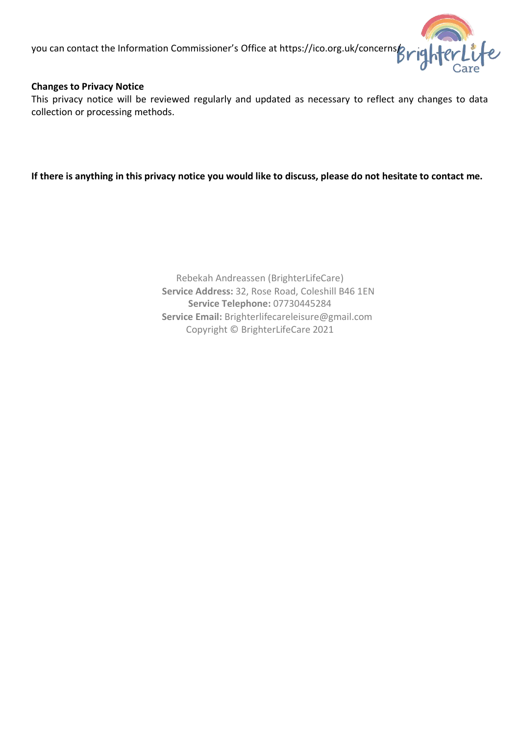you can contact the Information Commissioner's Office at https://ico.org.uk/concerns/

**Changes to Privacy Notice**

This privacy notice will be reviewed regularly and updated as necessary to reflect any changes to data collection or processing methods.

**If there is anything in this privacy notice you would like to discuss, please do not hesitate to contact me.**

Rebekah Andreassen (BrighterLifeCare)
**Service Address:** 32, Rose Road, Coleshill B46 1EN
**Service Telephone:** 07730445284
**Service Email:** Brighterlifecareleisure@gmail.com
Copyright © BrighterLifeCare 2021